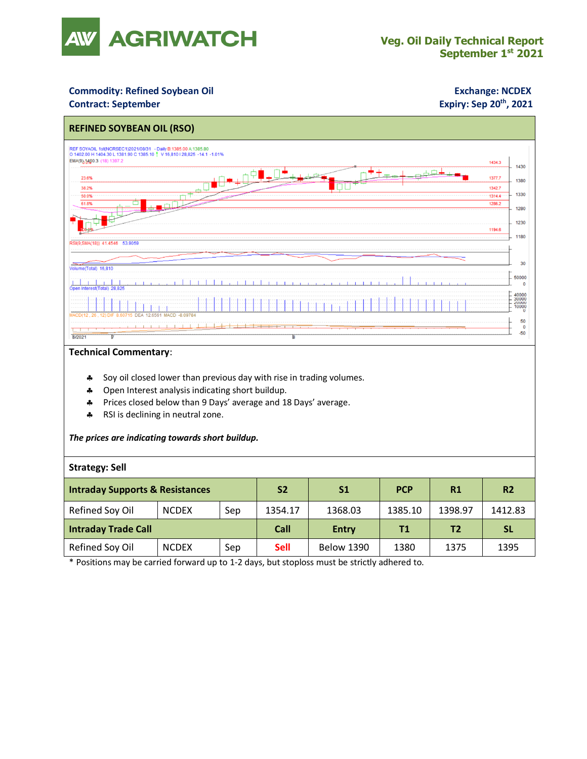# AGRIWATCH

**Veg. Oil Daily Technical Report**
**September 1st 2021**

**Commodity: Refined Soybean Oil**
**Contract: September**

**Exchange: NCDEX**
**Expiry: Sep 20th, 2021**

## REFINED SOYBEAN OIL (RSO)

**Technical Commentary**:

- Soy oil closed lower than previous day with rise in trading volumes.
- Open Interest analysis indicating short buildup.
- Prices closed below than 9 Days' average and 18 Days' average.
- RSI is declining in neutral zone.

***The prices are indicating towards short buildup.***

**Strategy: Sell**

| **Intraday Supports & Resistances** | | | **S2** | **S1** | **PCP** | **R1** | **R2** |
|---|---|---|---|---|---|---|---|
| Refined Soy Oil | NCDEX | Sep | 1354.17 | 1368.03 | 1385.10 | 1398.97 | 1412.83 |
| **Intraday Trade Call** | | | **Call** | **Entry** | **T1** | **T2** | **SL** |
| Refined Soy Oil | NCDEX | Sep | Sell | Below 1390 | 1380 | 1375 | 1395 |

* Positions may be carried forward up to 1-2 days, but stoploss must be strictly adhered to.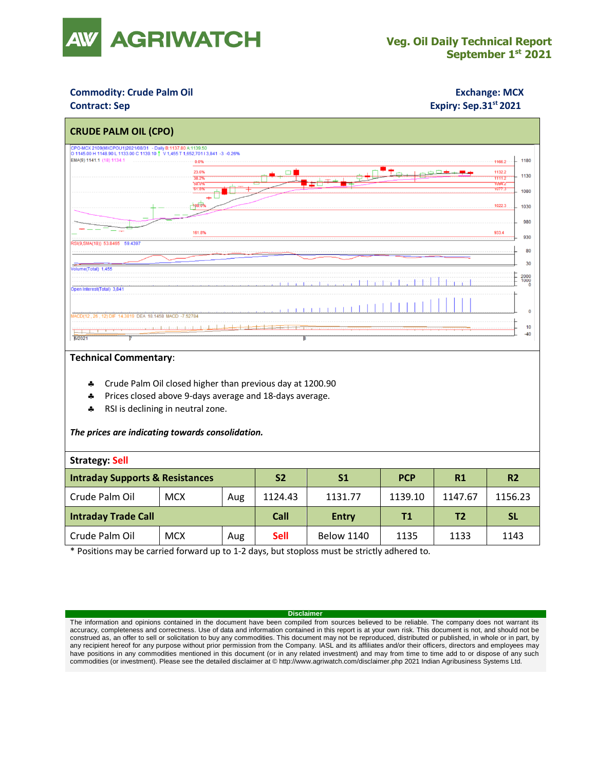**Veg. Oil Daily Technical Report**
**September 1st 2021**

**Commodity: Crude Palm Oil** | **Exchange: MCX**

**Contract: Sep** | **Expiry: Sep.31st 2021**

## CRUDE PALM OIL (CPO)

CPO-MCX 2109(MXCPOU1)2021/08/31 - Daily B:1137.80 A:1139.50
O 1145.00 H 1148.90 L 1133.00 C 1139.10 ↑ V 1,455 T 1,652,701 I 3,841 -3 -0.26%
EMA(9) 1141.1 (18) 1134.1

0.0% 1166.2
23.6% 1132.2
38.2% 1111.2
50.0% 1094.2
61.8% 1077.3
100.0% 1022.3
161.8% 933.4

1180 1130 1080 1030 980 930

RSI(9,SMA(18)) 53.8465 59.4397
80 30

Volume(Total) 1,455
2000 1000 0

Open Interest(Total) 3,841
0

MACD(12 , 26 , 12) DIF 14.3819 DEA 18.1458 MACD -7.52784
10 -40

6/2021 7 8

**Technical Commentary**:

- Crude Palm Oil closed higher than previous day at 1200.90
- Prices closed above 9-days average and 18-days average.
- RSI is declining in neutral zone.

***The prices are indicating towards consolidation.***

**Strategy:** **Sell**

| **Intraday Supports & Resistances** | | | **S2** | **S1** | **PCP** | **R1** | **R2** |
|---|---|---|---|---|---|---|---|
| Crude Palm Oil | MCX | Aug | 1124.43 | 1131.77 | 1139.10 | 1147.67 | 1156.23 |
| **Intraday Trade Call** | | | **Call** | **Entry** | **T1** | **T2** | **SL** |
| Crude Palm Oil | MCX | Aug | **Sell** | Below 1140 | 1135 | 1133 | 1143 |

\* Positions may be carried forward up to 1-2 days, but stoploss must be strictly adhered to.

**Disclaimer**

The information and opinions contained in the document have been compiled from sources believed to be reliable. The company does not warrant its accuracy, completeness and correctness. Use of data and information contained in this report is at your own risk. This document is not, and should not be construed as, an offer to sell or solicitation to buy any commodities. This document may not be reproduced, distributed or published, in whole or in part, by any recipient hereof for any purpose without prior permission from the Company. IASL and its affiliates and/or their officers, directors and employees may have positions in any commodities mentioned in this document (or in any related investment) and may from time to time add to or dispose of any such commodities (or investment). Please see the detailed disclaimer at © http://www.agriwatch.com/disclaimer.php 2021 Indian Agribusiness Systems Ltd.